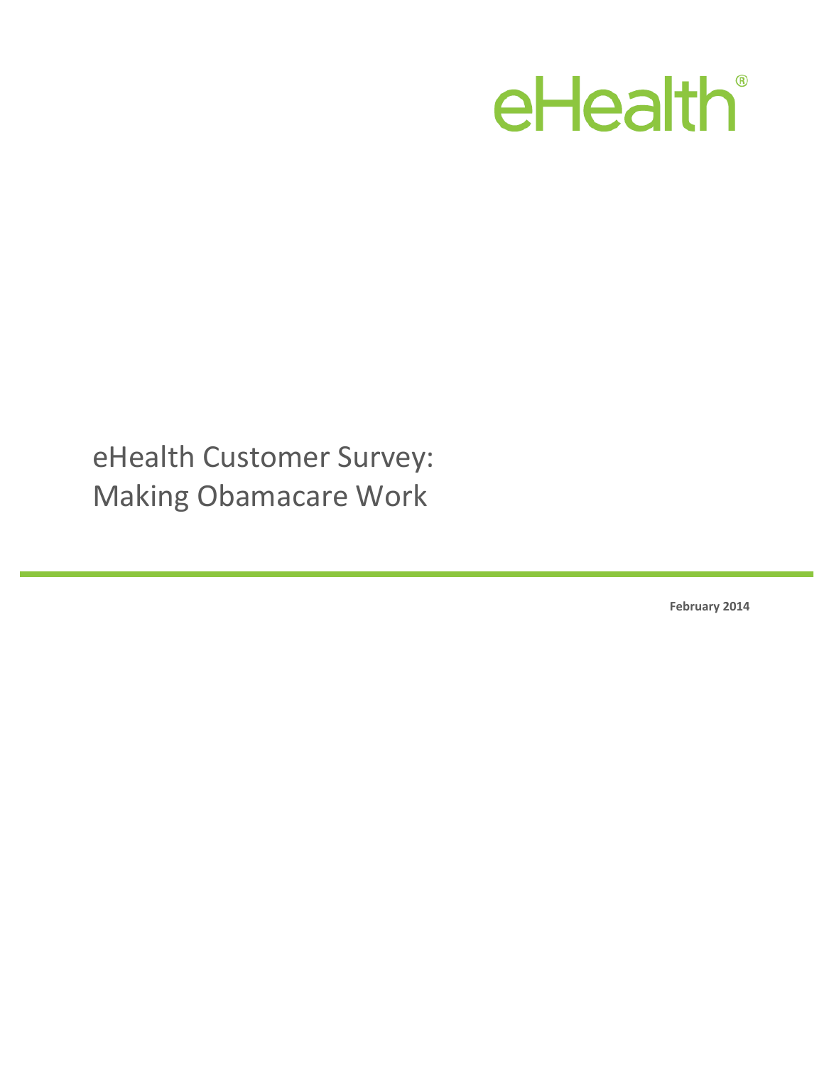eHealth®

# eHealth Customer Survey: Making Obamacare Work

**February 2014**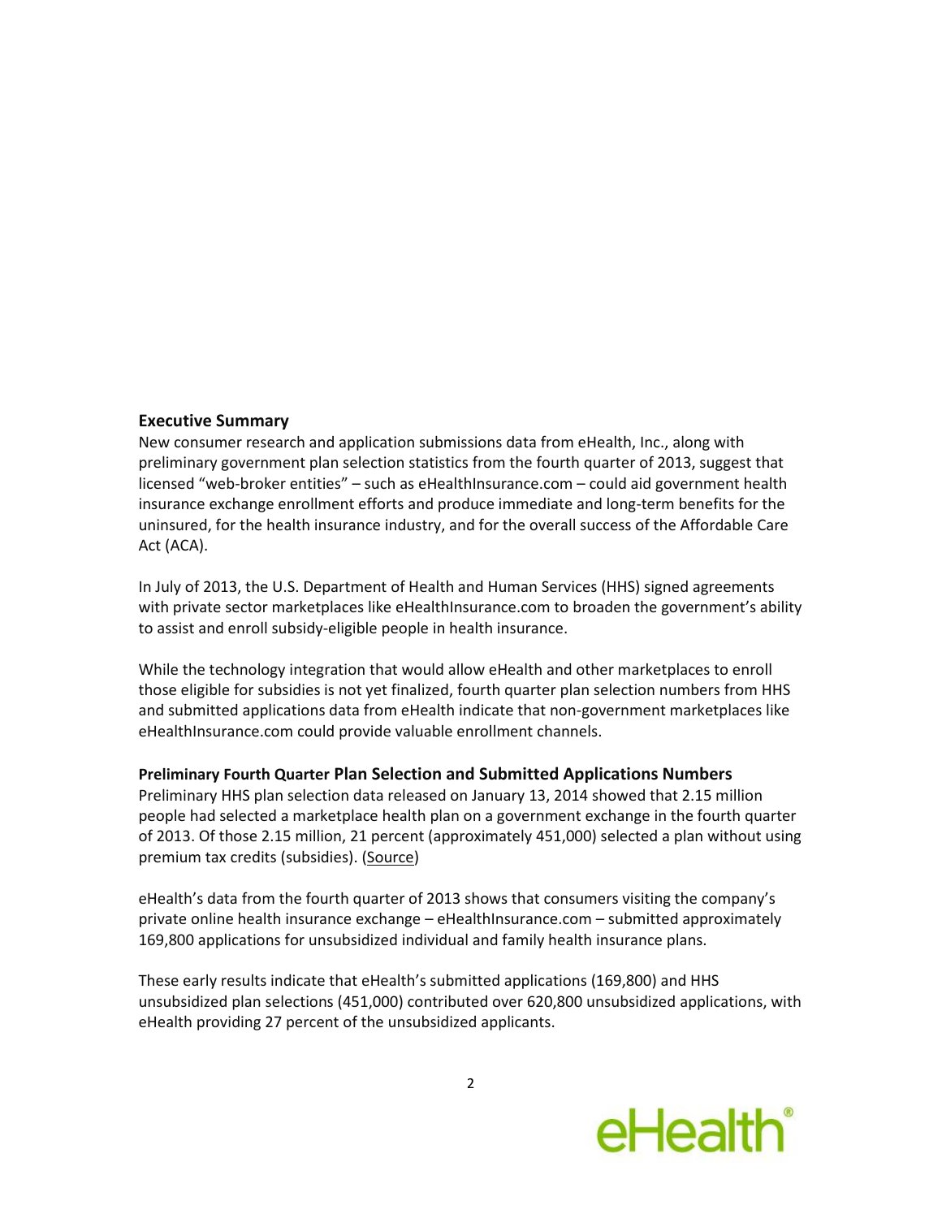## Executive Summary

New consumer research and application submissions data from eHealth, Inc., along with preliminary government plan selection statistics from the fourth quarter of 2013, suggest that licensed "web-broker entities" – such as eHealthInsurance.com – could aid government health insurance exchange enrollment efforts and produce immediate and long-term benefits for the uninsured, for the health insurance industry, and for the overall success of the Affordable Care Act (ACA).

In July of 2013, the U.S. Department of Health and Human Services (HHS) signed agreements with private sector marketplaces like eHealthInsurance.com to broaden the government's ability to assist and enroll subsidy-eligible people in health insurance.

While the technology integration that would allow eHealth and other marketplaces to enroll those eligible for subsidies is not yet finalized, fourth quarter plan selection numbers from HHS and submitted applications data from eHealth indicate that non-government marketplaces like eHealthInsurance.com could provide valuable enrollment channels.

### Preliminary Fourth Quarter Plan Selection and Submitted Applications Numbers

Preliminary HHS plan selection data released on January 13, 2014 showed that 2.15 million people had selected a marketplace health plan on a government exchange in the fourth quarter of 2013. Of those 2.15 million, 21 percent (approximately 451,000) selected a plan without using premium tax credits (subsidies). (Source)

eHealth's data from the fourth quarter of 2013 shows that consumers visiting the company's private online health insurance exchange – eHealthInsurance.com – submitted approximately 169,800 applications for unsubsidized individual and family health insurance plans.

These early results indicate that eHealth's submitted applications (169,800) and HHS unsubsidized plan selections (451,000) contributed over 620,800 unsubsidized applications, with eHealth providing 27 percent of the unsubsidized applicants.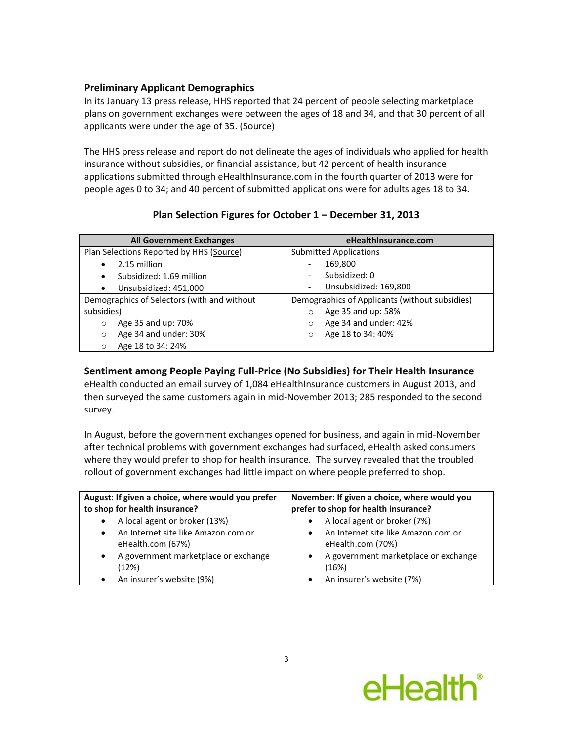### Preliminary Applicant Demographics

In its January 13 press release, HHS reported that 24 percent of people selecting marketplace plans on government exchanges were between the ages of 18 and 34, and that 30 percent of all applicants were under the age of 35. (Source)

The HHS press release and report do not delineate the ages of individuals who applied for health insurance without subsidies, or financial assistance, but 42 percent of health insurance applications submitted through eHealthInsurance.com in the fourth quarter of 2013 were for people ages 0 to 34; and 40 percent of submitted applications were for adults ages 18 to 34.

**Plan Selection Figures for October 1 – December 31, 2013**

| All Government Exchanges | eHealthInsurance.com |
|---|---|
| Plan Selections Reported by HHS (Source)<br>• 2.15 million<br>• Subsidized: 1.69 million<br>• Unsubsidized: 451,000 | Submitted Applications<br>- 169,800<br>- Subsidized: 0<br>- Unsubsidized: 169,800 |
| Demographics of Selectors (with and without subsidies)<br>○ Age 35 and up: 70%<br>○ Age 34 and under: 30%<br>○ Age 18 to 34: 24% | Demographics of Applicants (without subsidies)<br>○ Age 35 and up: 58%<br>○ Age 34 and under: 42%<br>○ Age 18 to 34: 40% |

### Sentiment among People Paying Full-Price (No Subsidies) for Their Health Insurance

eHealth conducted an email survey of 1,084 eHealthInsurance customers in August 2013, and then surveyed the same customers again in mid-November 2013; 285 responded to the second survey.

In August, before the government exchanges opened for business, and again in mid-November after technical problems with government exchanges had surfaced, eHealth asked consumers where they would prefer to shop for health insurance. The survey revealed that the troubled rollout of government exchanges had little impact on where people preferred to shop.

| August: If given a choice, where would you prefer to shop for health insurance? | November: If given a choice, where would you prefer to shop for health insurance? |
|---|---|
| • A local agent or broker (13%)<br>• An Internet site like Amazon.com or eHealth.com (67%)<br>• A government marketplace or exchange (12%)<br>• An insurer's website (9%) | • A local agent or broker (7%)<br>• An Internet site like Amazon.com or eHealth.com (70%)<br>• A government marketplace or exchange (16%)<br>• An insurer's website (7%) |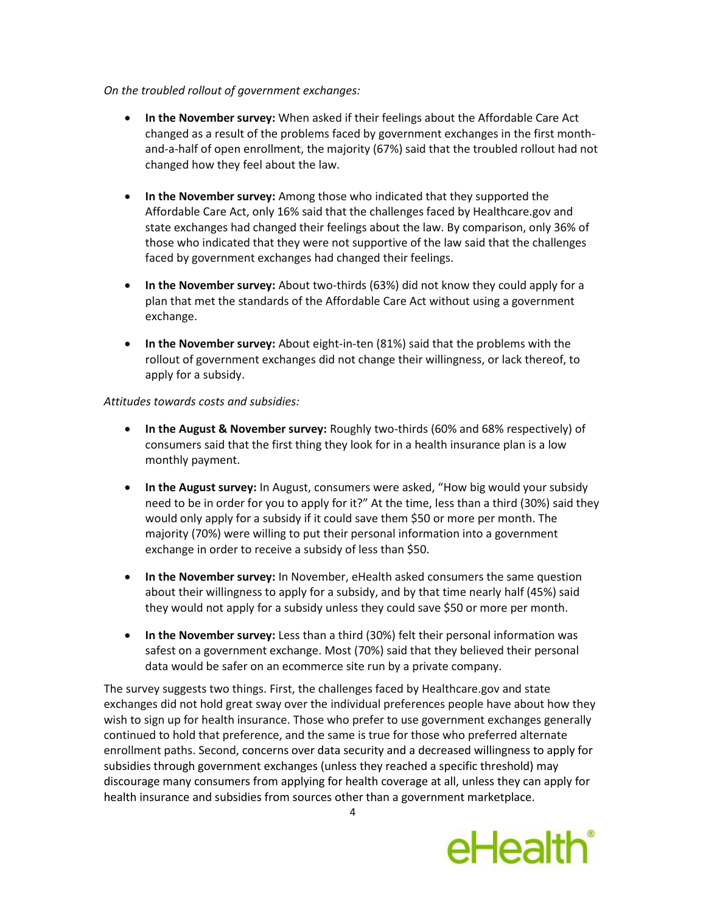*On the troubled rollout of government exchanges:*

- **In the November survey:** When asked if their feelings about the Affordable Care Act changed as a result of the problems faced by government exchanges in the first month-and-a-half of open enrollment, the majority (67%) said that the troubled rollout had not changed how they feel about the law.

- **In the November survey:** Among those who indicated that they supported the Affordable Care Act, only 16% said that the challenges faced by Healthcare.gov and state exchanges had changed their feelings about the law. By comparison, only 36% of those who indicated that they were not supportive of the law said that the challenges faced by government exchanges had changed their feelings.

- **In the November survey:** About two-thirds (63%) did not know they could apply for a plan that met the standards of the Affordable Care Act without using a government exchange.

- **In the November survey:** About eight-in-ten (81%) said that the problems with the rollout of government exchanges did not change their willingness, or lack thereof, to apply for a subsidy.

*Attitudes towards costs and subsidies:*

- **In the August & November survey:** Roughly two-thirds (60% and 68% respectively) of consumers said that the first thing they look for in a health insurance plan is a low monthly payment.

- **In the August survey:** In August, consumers were asked, "How big would your subsidy need to be in order for you to apply for it?" At the time, less than a third (30%) said they would only apply for a subsidy if it could save them $50 or more per month. The majority (70%) were willing to put their personal information into a government exchange in order to receive a subsidy of less than $50.

- **In the November survey:** In November, eHealth asked consumers the same question about their willingness to apply for a subsidy, and by that time nearly half (45%) said they would not apply for a subsidy unless they could save $50 or more per month.

- **In the November survey:** Less than a third (30%) felt their personal information was safest on a government exchange. Most (70%) said that they believed their personal data would be safer on an ecommerce site run by a private company.

The survey suggests two things. First, the challenges faced by Healthcare.gov and state exchanges did not hold great sway over the individual preferences people have about how they wish to sign up for health insurance. Those who prefer to use government exchanges generally continued to hold that preference, and the same is true for those who preferred alternate enrollment paths. Second, concerns over data security and a decreased willingness to apply for subsidies through government exchanges (unless they reached a specific threshold) may discourage many consumers from applying for health coverage at all, unless they can apply for health insurance and subsidies from sources other than a government marketplace.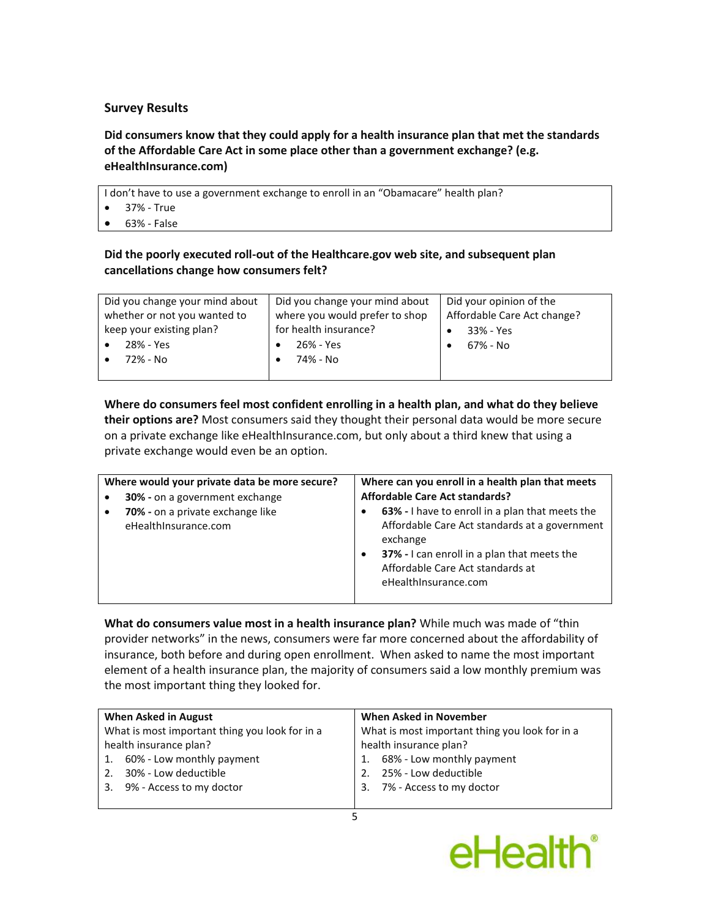## Survey Results

**Did consumers know that they could apply for a health insurance plan that met the standards of the Affordable Care Act in some place other than a government exchange? (e.g. eHealthInsurance.com)**

| I don't have to use a government exchange to enroll in an "Obamacare" health plan? |
|---|
| • 37% - True<br>• 63% - False |

**Did the poorly executed roll-out of the Healthcare.gov web site, and subsequent plan cancellations change how consumers felt?**

| Did you change your mind about whether or not you wanted to keep your existing plan? | Did you change your mind about where you would prefer to shop for health insurance? | Did your opinion of the Affordable Care Act change? |
|---|---|---|
| • 28% - Yes<br>• 72% - No | • 26% - Yes<br>• 74% - No | • 33% - Yes<br>• 67% - No |

**Where do consumers feel most confident enrolling in a health plan, and what do they believe their options are?** Most consumers said they thought their personal data would be more secure on a private exchange like eHealthInsurance.com, but only about a third knew that using a private exchange would even be an option.

| **Where would your private data be more secure?** | **Where can you enroll in a health plan that meets Affordable Care Act standards?** |
|---|---|
| • **30% -** on a government exchange<br>• **70% -** on a private exchange like eHealthInsurance.com | • **63% -** I have to enroll in a plan that meets the Affordable Care Act standards at a government exchange<br>• **37% -** I can enroll in a plan that meets the Affordable Care Act standards at eHealthInsurance.com |

**What do consumers value most in a health insurance plan?** While much was made of "thin provider networks" in the news, consumers were far more concerned about the affordability of insurance, both before and during open enrollment. When asked to name the most important element of a health insurance plan, the majority of consumers said a low monthly premium was the most important thing they looked for.

| **When Asked in August** | **When Asked in November** |
|---|---|
| What is most important thing you look for in a health insurance plan? | What is most important thing you look for in a health insurance plan? |
| 1. 60% - Low monthly payment<br>2. 30% - Low deductible<br>3. 9% - Access to my doctor | 1. 68% - Low monthly payment<br>2. 25% - Low deductible<br>3. 7% - Access to my doctor |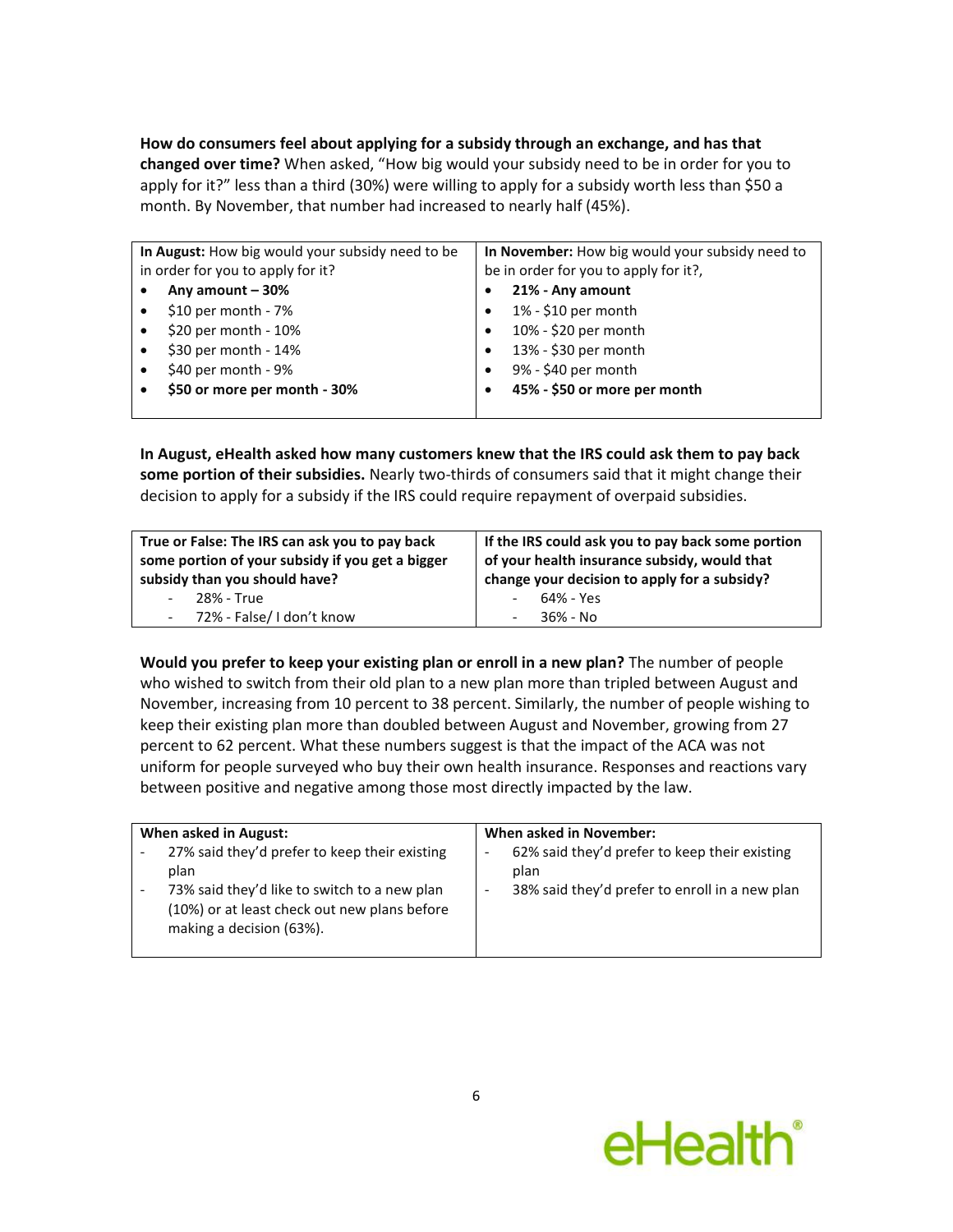**How do consumers feel about applying for a subsidy through an exchange, and has that changed over time?** When asked, "How big would your subsidy need to be in order for you to apply for it?" less than a third (30%) were willing to apply for a subsidy worth less than $50 a month. By November, that number had increased to nearly half (45%).

| **In August:** How big would your subsidy need to be in order for you to apply for it? | **In November:** How big would your subsidy need to be in order for you to apply for it?, |
|---|---|
| • **Any amount – 30%**<br>• $10 per month - 7%<br>• $20 per month - 10%<br>• $30 per month - 14%<br>• $40 per month - 9%<br>• **$50 or more per month - 30%** | • **21% - Any amount**<br>• 1% - $10 per month<br>• 10% - $20 per month<br>• 13% - $30 per month<br>• 9% - $40 per month<br>• **45% - $50 or more per month** |

**In August, eHealth asked how many customers knew that the IRS could ask them to pay back some portion of their subsidies.** Nearly two-thirds of consumers said that it might change their decision to apply for a subsidy if the IRS could require repayment of overpaid subsidies.

| **True or False: The IRS can ask you to pay back some portion of your subsidy if you get a bigger subsidy than you should have?** | **If the IRS could ask you to pay back some portion of your health insurance subsidy, would that change your decision to apply for a subsidy?** |
|---|---|
| - 28% - True<br>- 72% - False/ I don't know | - 64% - Yes<br>- 36% - No |

**Would you prefer to keep your existing plan or enroll in a new plan?** The number of people who wished to switch from their old plan to a new plan more than tripled between August and November, increasing from 10 percent to 38 percent. Similarly, the number of people wishing to keep their existing plan more than doubled between August and November, growing from 27 percent to 62 percent. What these numbers suggest is that the impact of the ACA was not uniform for people surveyed who buy their own health insurance. Responses and reactions vary between positive and negative among those most directly impacted by the law.

| **When asked in August:** | **When asked in November:** |
|---|---|
| - 27% said they'd prefer to keep their existing plan<br>- 73% said they'd like to switch to a new plan (10%) or at least check out new plans before making a decision (63%). | - 62% said they'd prefer to keep their existing plan<br>- 38% said they'd prefer to enroll in a new plan |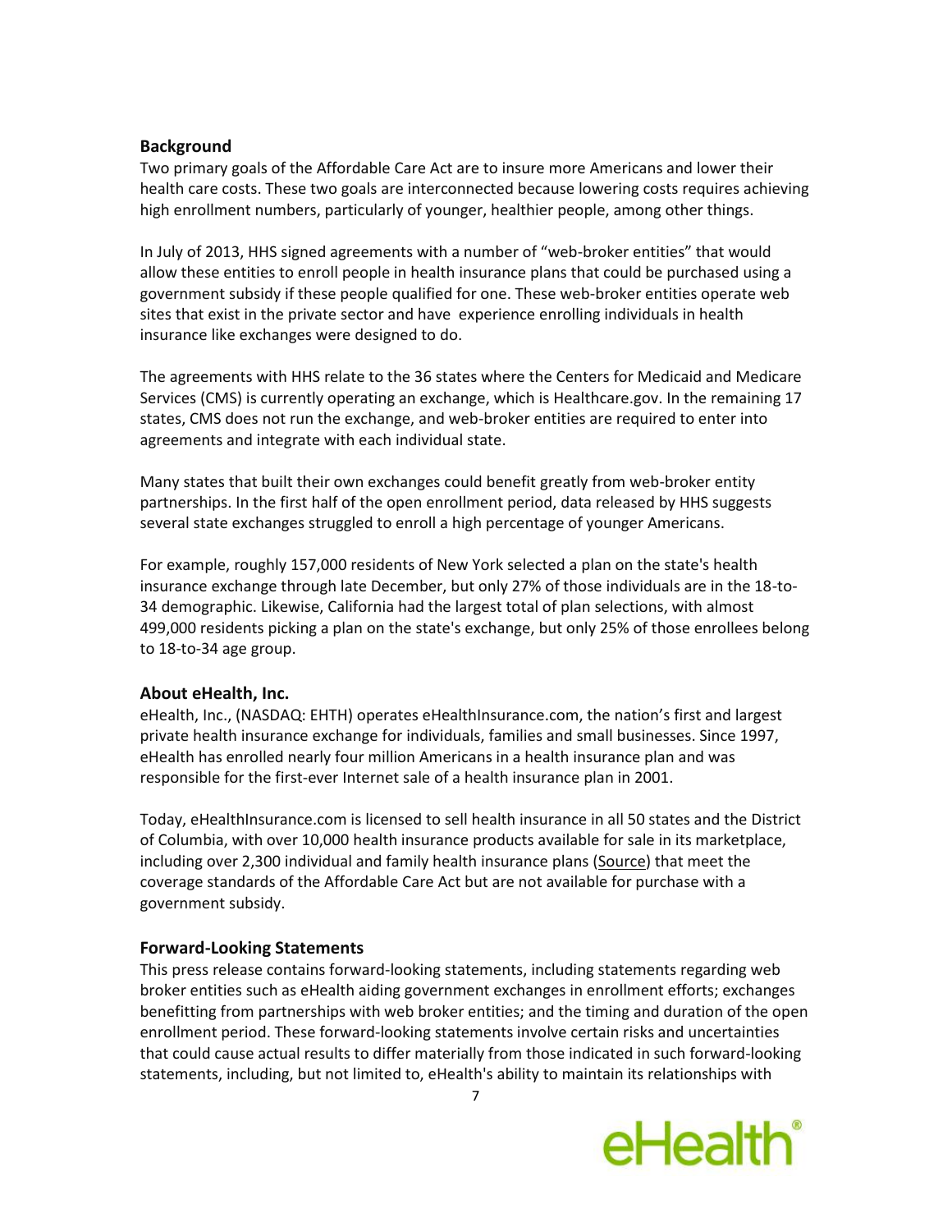## Background

Two primary goals of the Affordable Care Act are to insure more Americans and lower their health care costs. These two goals are interconnected because lowering costs requires achieving high enrollment numbers, particularly of younger, healthier people, among other things.

In July of 2013, HHS signed agreements with a number of "web-broker entities" that would allow these entities to enroll people in health insurance plans that could be purchased using a government subsidy if these people qualified for one. These web-broker entities operate web sites that exist in the private sector and have experience enrolling individuals in health insurance like exchanges were designed to do.

The agreements with HHS relate to the 36 states where the Centers for Medicaid and Medicare Services (CMS) is currently operating an exchange, which is Healthcare.gov. In the remaining 17 states, CMS does not run the exchange, and web-broker entities are required to enter into agreements and integrate with each individual state.

Many states that built their own exchanges could benefit greatly from web-broker entity partnerships. In the first half of the open enrollment period, data released by HHS suggests several state exchanges struggled to enroll a high percentage of younger Americans.

For example, roughly 157,000 residents of New York selected a plan on the state's health insurance exchange through late December, but only 27% of those individuals are in the 18-to-34 demographic. Likewise, California had the largest total of plan selections, with almost 499,000 residents picking a plan on the state's exchange, but only 25% of those enrollees belong to 18-to-34 age group.

## About eHealth, Inc.

eHealth, Inc., (NASDAQ: EHTH) operates eHealthInsurance.com, the nation's first and largest private health insurance exchange for individuals, families and small businesses. Since 1997, eHealth has enrolled nearly four million Americans in a health insurance plan and was responsible for the first-ever Internet sale of a health insurance plan in 2001.

Today, eHealthInsurance.com is licensed to sell health insurance in all 50 states and the District of Columbia, with over 10,000 health insurance products available for sale in its marketplace, including over 2,300 individual and family health insurance plans (Source) that meet the coverage standards of the Affordable Care Act but are not available for purchase with a government subsidy.

## Forward-Looking Statements

This press release contains forward-looking statements, including statements regarding web broker entities such as eHealth aiding government exchanges in enrollment efforts; exchanges benefitting from partnerships with web broker entities; and the timing and duration of the open enrollment period. These forward-looking statements involve certain risks and uncertainties that could cause actual results to differ materially from those indicated in such forward-looking statements, including, but not limited to, eHealth's ability to maintain its relationships with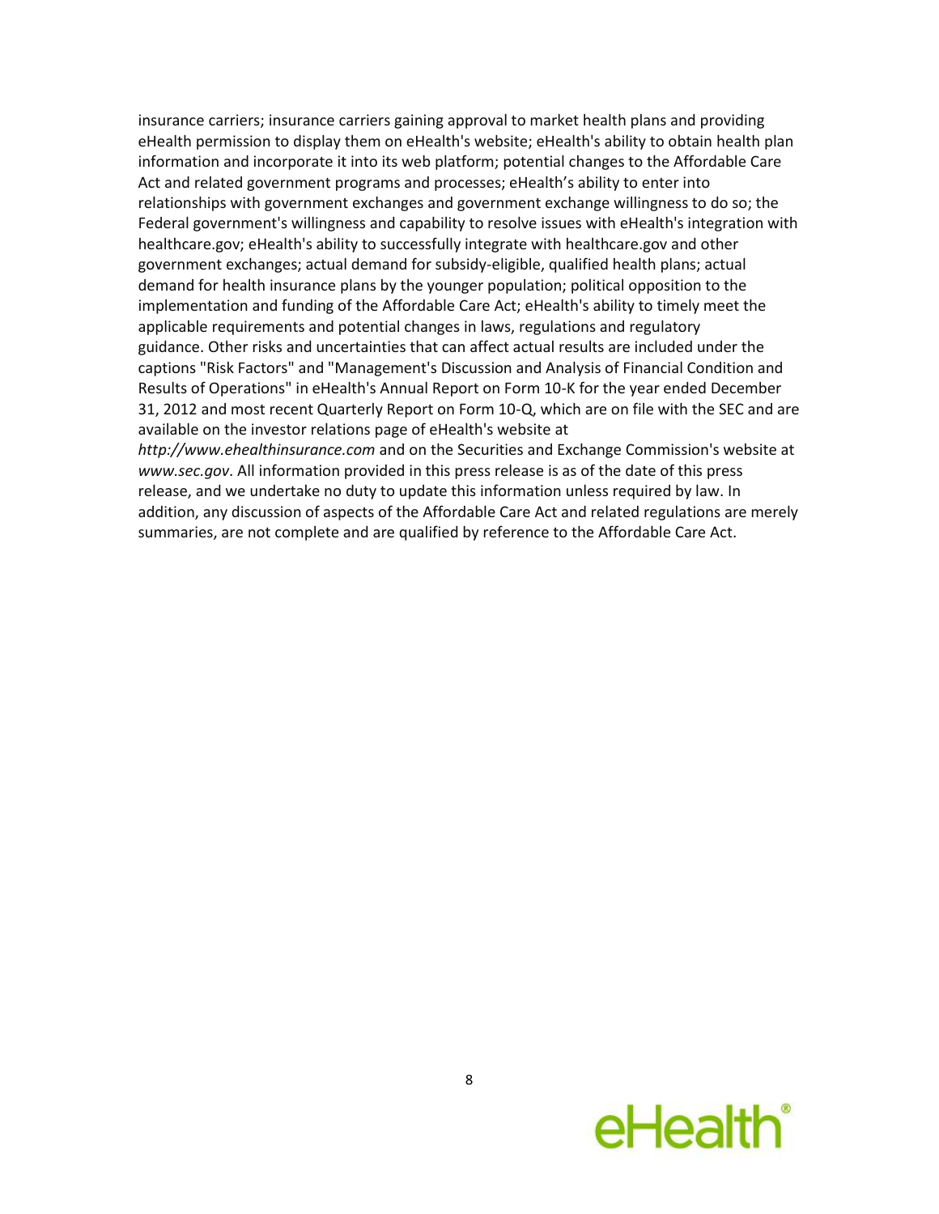insurance carriers; insurance carriers gaining approval to market health plans and providing eHealth permission to display them on eHealth's website; eHealth's ability to obtain health plan information and incorporate it into its web platform; potential changes to the Affordable Care Act and related government programs and processes; eHealth's ability to enter into relationships with government exchanges and government exchange willingness to do so; the Federal government's willingness and capability to resolve issues with eHealth's integration with healthcare.gov; eHealth's ability to successfully integrate with healthcare.gov and other government exchanges; actual demand for subsidy-eligible, qualified health plans; actual demand for health insurance plans by the younger population; political opposition to the implementation and funding of the Affordable Care Act; eHealth's ability to timely meet the applicable requirements and potential changes in laws, regulations and regulatory guidance. Other risks and uncertainties that can affect actual results are included under the captions "Risk Factors" and "Management's Discussion and Analysis of Financial Condition and Results of Operations" in eHealth's Annual Report on Form 10-K for the year ended December 31, 2012 and most recent Quarterly Report on Form 10-Q, which are on file with the SEC and are available on the investor relations page of eHealth's website at *http://www.ehealthinsurance.com* and on the Securities and Exchange Commission's website at *www.sec.gov*. All information provided in this press release is as of the date of this press release, and we undertake no duty to update this information unless required by law. In addition, any discussion of aspects of the Affordable Care Act and related regulations are merely summaries, are not complete and are qualified by reference to the Affordable Care Act.